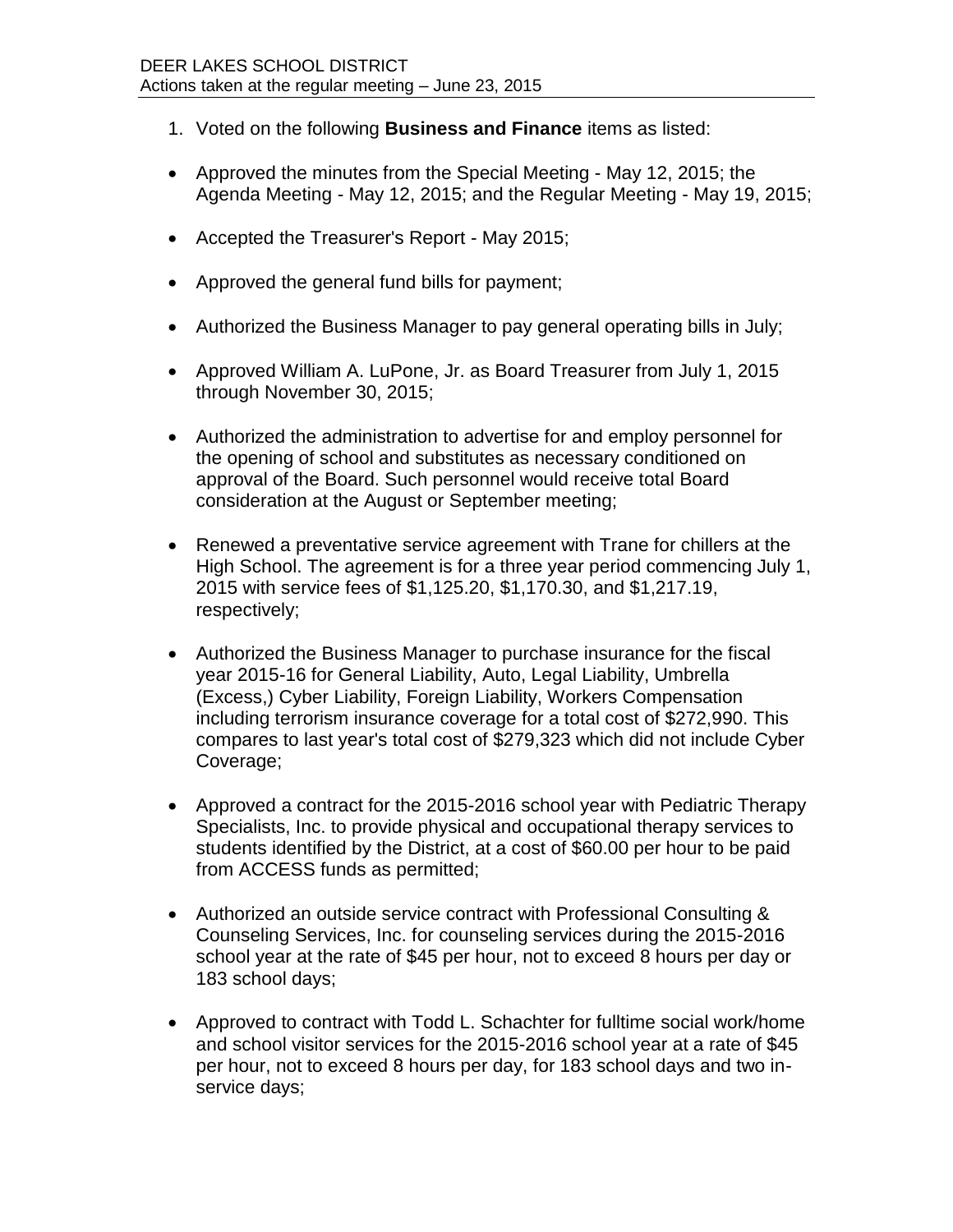DEER LAKES SCHOOL DISTRICT
Actions taken at the regular meeting – June 23, 2015

1. Voted on the following **Business and Finance** items as listed:

- Approved the minutes from the Special Meeting - May 12, 2015; the Agenda Meeting - May 12, 2015; and the Regular Meeting - May 19, 2015;

- Accepted the Treasurer's Report - May 2015;

- Approved the general fund bills for payment;

- Authorized the Business Manager to pay general operating bills in July;

- Approved William A. LuPone, Jr. as Board Treasurer from July 1, 2015 through November 30, 2015;

- Authorized the administration to advertise for and employ personnel for the opening of school and substitutes as necessary conditioned on approval of the Board. Such personnel would receive total Board consideration at the August or September meeting;

- Renewed a preventative service agreement with Trane for chillers at the High School. The agreement is for a three year period commencing July 1, 2015 with service fees of $1,125.20, $1,170.30, and $1,217.19, respectively;

- Authorized the Business Manager to purchase insurance for the fiscal year 2015-16 for General Liability, Auto, Legal Liability, Umbrella (Excess,) Cyber Liability, Foreign Liability, Workers Compensation including terrorism insurance coverage for a total cost of $272,990. This compares to last year's total cost of $279,323 which did not include Cyber Coverage;

- Approved a contract for the 2015-2016 school year with Pediatric Therapy Specialists, Inc. to provide physical and occupational therapy services to students identified by the District, at a cost of $60.00 per hour to be paid from ACCESS funds as permitted;

- Authorized an outside service contract with Professional Consulting & Counseling Services, Inc. for counseling services during the 2015-2016 school year at the rate of $45 per hour, not to exceed 8 hours per day or 183 school days;

- Approved to contract with Todd L. Schachter for fulltime social work/home and school visitor services for the 2015-2016 school year at a rate of $45 per hour, not to exceed 8 hours per day, for 183 school days and two in-service days;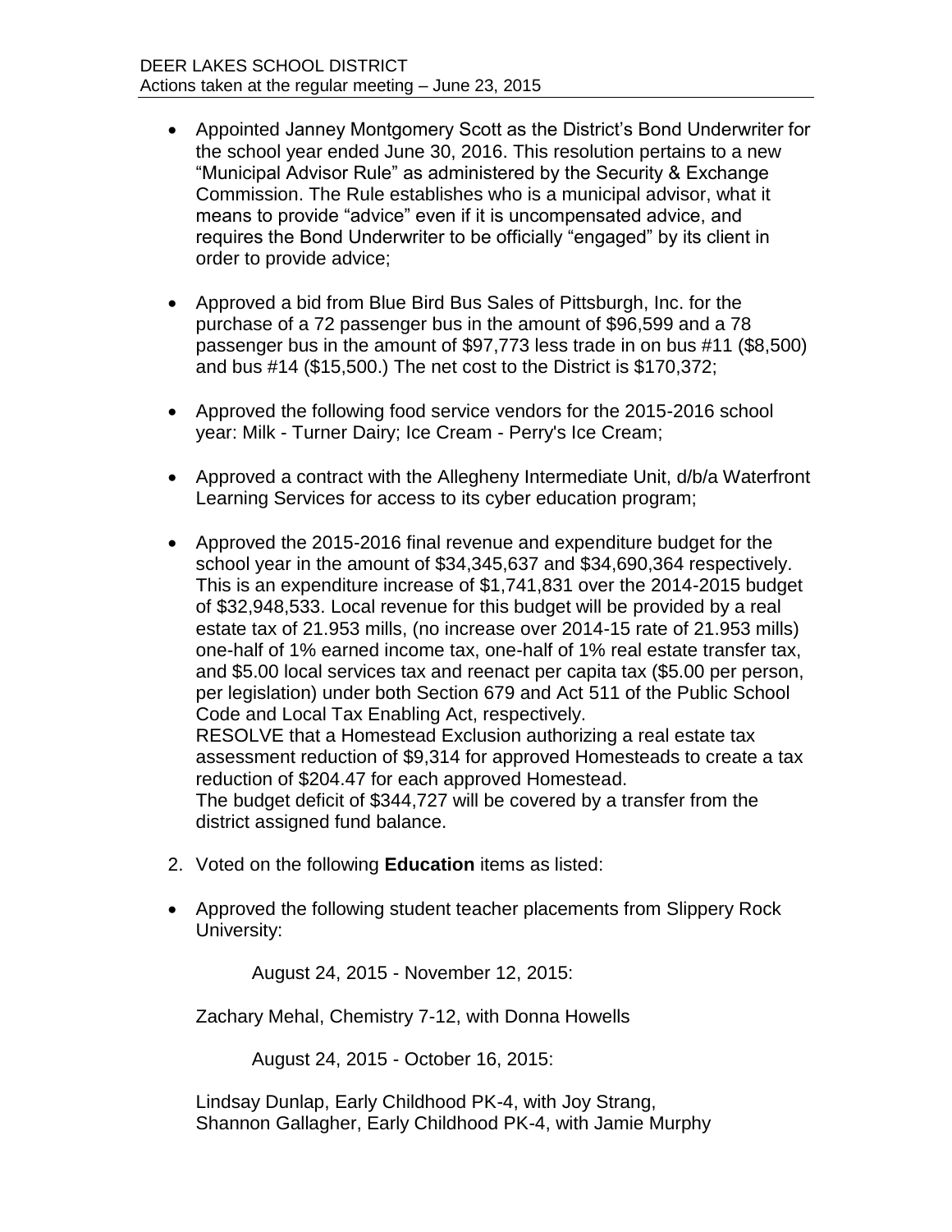- Appointed Janney Montgomery Scott as the District's Bond Underwriter for the school year ended June 30, 2016. This resolution pertains to a new "Municipal Advisor Rule" as administered by the Security & Exchange Commission. The Rule establishes who is a municipal advisor, what it means to provide "advice" even if it is uncompensated advice, and requires the Bond Underwriter to be officially "engaged" by its client in order to provide advice;

- Approved a bid from Blue Bird Bus Sales of Pittsburgh, Inc. for the purchase of a 72 passenger bus in the amount of $96,599 and a 78 passenger bus in the amount of $97,773 less trade in on bus #11 ($8,500) and bus #14 ($15,500.) The net cost to the District is $170,372;

- Approved the following food service vendors for the 2015-2016 school year: Milk - Turner Dairy; Ice Cream - Perry's Ice Cream;

- Approved a contract with the Allegheny Intermediate Unit, d/b/a Waterfront Learning Services for access to its cyber education program;

- Approved the 2015-2016 final revenue and expenditure budget for the school year in the amount of $34,345,637 and $34,690,364 respectively. This is an expenditure increase of $1,741,831 over the 2014-2015 budget of $32,948,533. Local revenue for this budget will be provided by a real estate tax of 21.953 mills, (no increase over 2014-15 rate of 21.953 mills) one-half of 1% earned income tax, one-half of 1% real estate transfer tax, and $5.00 local services tax and reenact per capita tax ($5.00 per person, per legislation) under both Section 679 and Act 511 of the Public School Code and Local Tax Enabling Act, respectively.
  RESOLVE that a Homestead Exclusion authorizing a real estate tax assessment reduction of $9,314 for approved Homesteads to create a tax reduction of $204.47 for each approved Homestead.
  The budget deficit of $344,727 will be covered by a transfer from the district assigned fund balance.

2. Voted on the following **Education** items as listed:

- Approved the following student teacher placements from Slippery Rock University:

  August 24, 2015 - November 12, 2015:

  Zachary Mehal, Chemistry 7-12, with Donna Howells

  August 24, 2015 - October 16, 2015:

  Lindsay Dunlap, Early Childhood PK-4, with Joy Strang,
  Shannon Gallagher, Early Childhood PK-4, with Jamie Murphy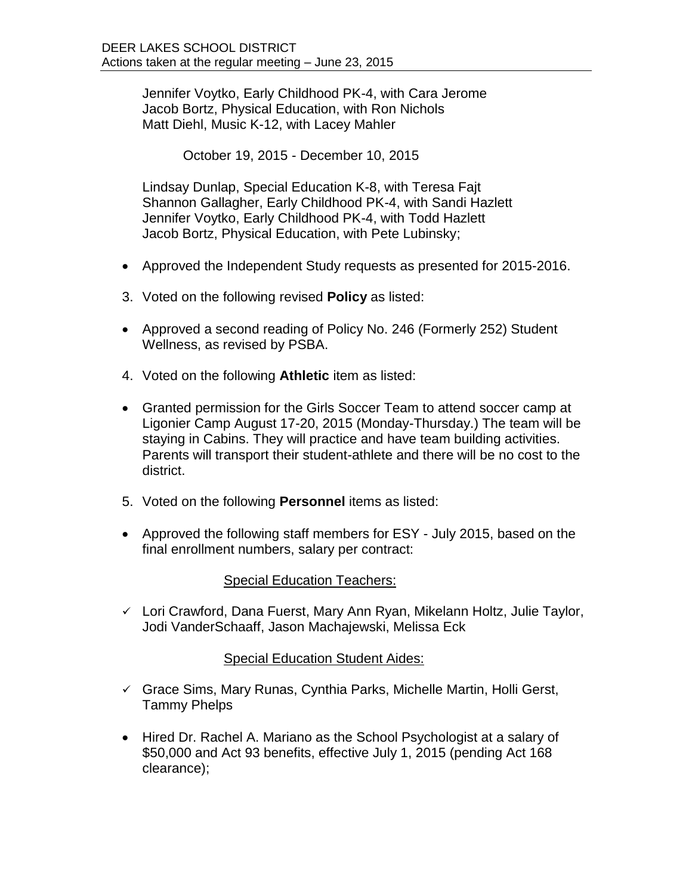Jennifer Voytko, Early Childhood PK-4, with Cara Jerome
Jacob Bortz, Physical Education, with Ron Nichols
Matt Diehl, Music K-12, with Lacey Mahler

October 19, 2015 - December 10, 2015

Lindsay Dunlap, Special Education K-8, with Teresa Fajt
Shannon Gallagher, Early Childhood PK-4, with Sandi Hazlett
Jennifer Voytko, Early Childhood PK-4, with Todd Hazlett
Jacob Bortz, Physical Education, with Pete Lubinsky;

- Approved the Independent Study requests as presented for 2015-2016.

3. Voted on the following revised **Policy** as listed:

- Approved a second reading of Policy No. 246 (Formerly 252) Student Wellness, as revised by PSBA.

4. Voted on the following **Athletic** item as listed:

- Granted permission for the Girls Soccer Team to attend soccer camp at Ligonier Camp August 17-20, 2015 (Monday-Thursday.) The team will be staying in Cabins. They will practice and have team building activities. Parents will transport their student-athlete and there will be no cost to the district.

5. Voted on the following **Personnel** items as listed:

- Approved the following staff members for ESY - July 2015, based on the final enrollment numbers, salary per contract:

Special Education Teachers:

- ✓ Lori Crawford, Dana Fuerst, Mary Ann Ryan, Mikelann Holtz, Julie Taylor, Jodi VanderSchaaff, Jason Machajewski, Melissa Eck

Special Education Student Aides:

- ✓ Grace Sims, Mary Runas, Cynthia Parks, Michelle Martin, Holli Gerst, Tammy Phelps

- Hired Dr. Rachel A. Mariano as the School Psychologist at a salary of $50,000 and Act 93 benefits, effective July 1, 2015 (pending Act 168 clearance);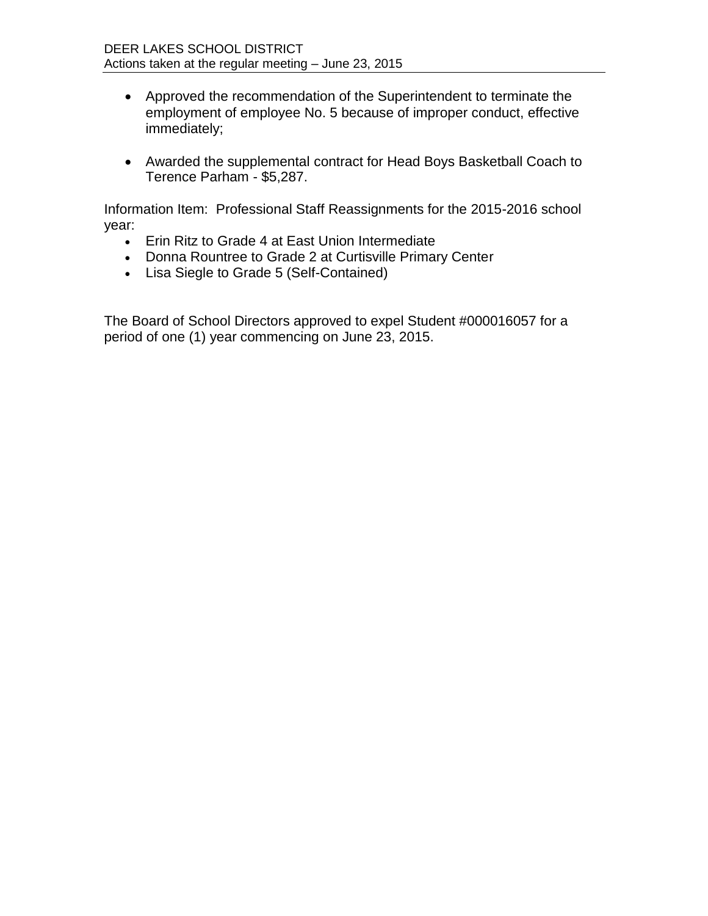- Approved the recommendation of the Superintendent to terminate the employment of employee No. 5 because of improper conduct, effective immediately;

- Awarded the supplemental contract for Head Boys Basketball Coach to Terence Parham - $5,287.

Information Item: Professional Staff Reassignments for the 2015-2016 school year:

- Erin Ritz to Grade 4 at East Union Intermediate
- Donna Rountree to Grade 2 at Curtisville Primary Center
- Lisa Siegle to Grade 5 (Self-Contained)

The Board of School Directors approved to expel Student #000016057 for a period of one (1) year commencing on June 23, 2015.